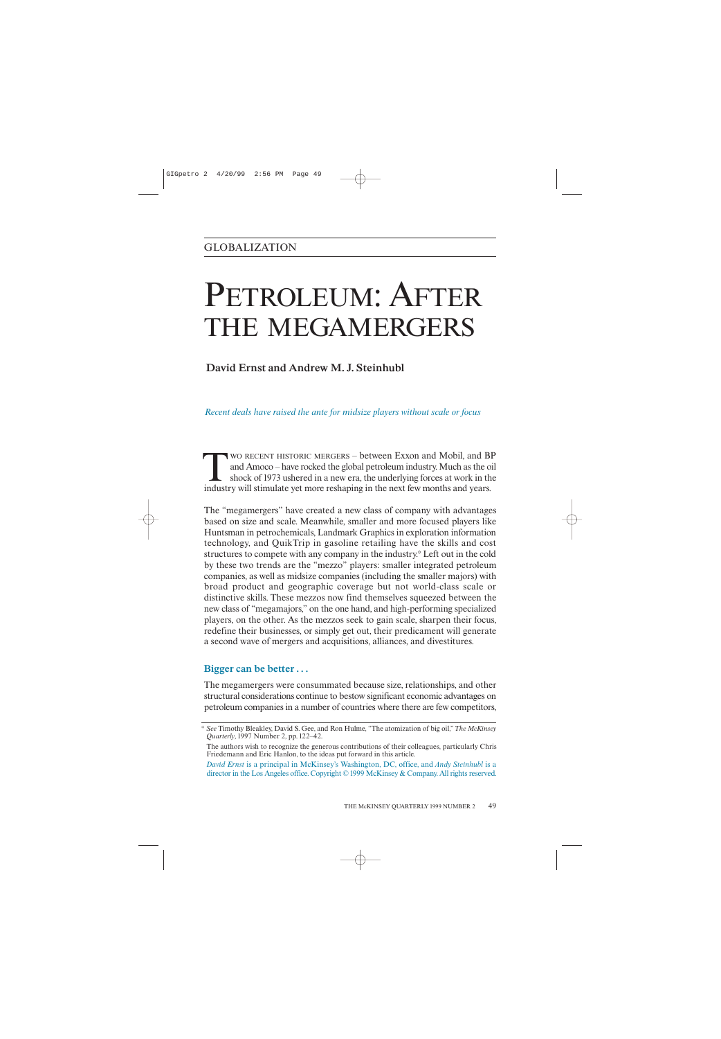GLOBALIZATION

# PETROLEUM: AFTER THE MEGAMERGERS

**David Ernst and Andrew M. J. Steinhubl**

*Recent deals have raised the ante for midsize players without scale or focus*

TWO RECENT HISTORIC MERGERS – between Exxon and Mobil, and BP and Amoco – have rocked the global petroleum industry. Much as the oil shock of 1973 ushered in a new era, the underlying forces at work in the industry will stimulate yet more reshaping in the next few months and years.

The "megamergers" have created a new class of company with advantages based on size and scale. Meanwhile, smaller and more focused players like Huntsman in petrochemicals, Landmark Graphics in exploration information technology, and QuikTrip in gasoline retailing have the skills and cost structures to compete with any company in the industry.* Left out in the cold by these two trends are the "mezzo" players: smaller integrated petroleum companies, as well as midsize companies (including the smaller majors) with broad product and geographic coverage but not world-class scale or distinctive skills. These mezzos now find themselves squeezed between the new class of "megamajors," on the one hand, and high-performing specialized players, on the other. As the mezzos seek to gain scale, sharpen their focus, redefine their businesses, or simply get out, their predicament will generate a second wave of mergers and acquisitions, alliances, and divestitures.

## Bigger can be better . . .

The megamergers were consummated because size, relationships, and other structural considerations continue to bestow significant economic advantages on petroleum companies in a number of countries where there are few competitors,

---

\* *See* Timothy Bleakley, David S. Gee, and Ron Hulme, "The atomization of big oil," *The McKinsey Quarterly*, 1997 Number 2, pp. 122–42.

The authors wish to recognize the generous contributions of their colleagues, particularly Chris Friedemann and Eric Hanlon, to the ideas put forward in this article.

*David Ernst* is a principal in McKinsey's Washington, DC, office, and *Andy Steinhubl* is a director in the Los Angeles office. Copyright © 1999 McKinsey & Company. All rights reserved.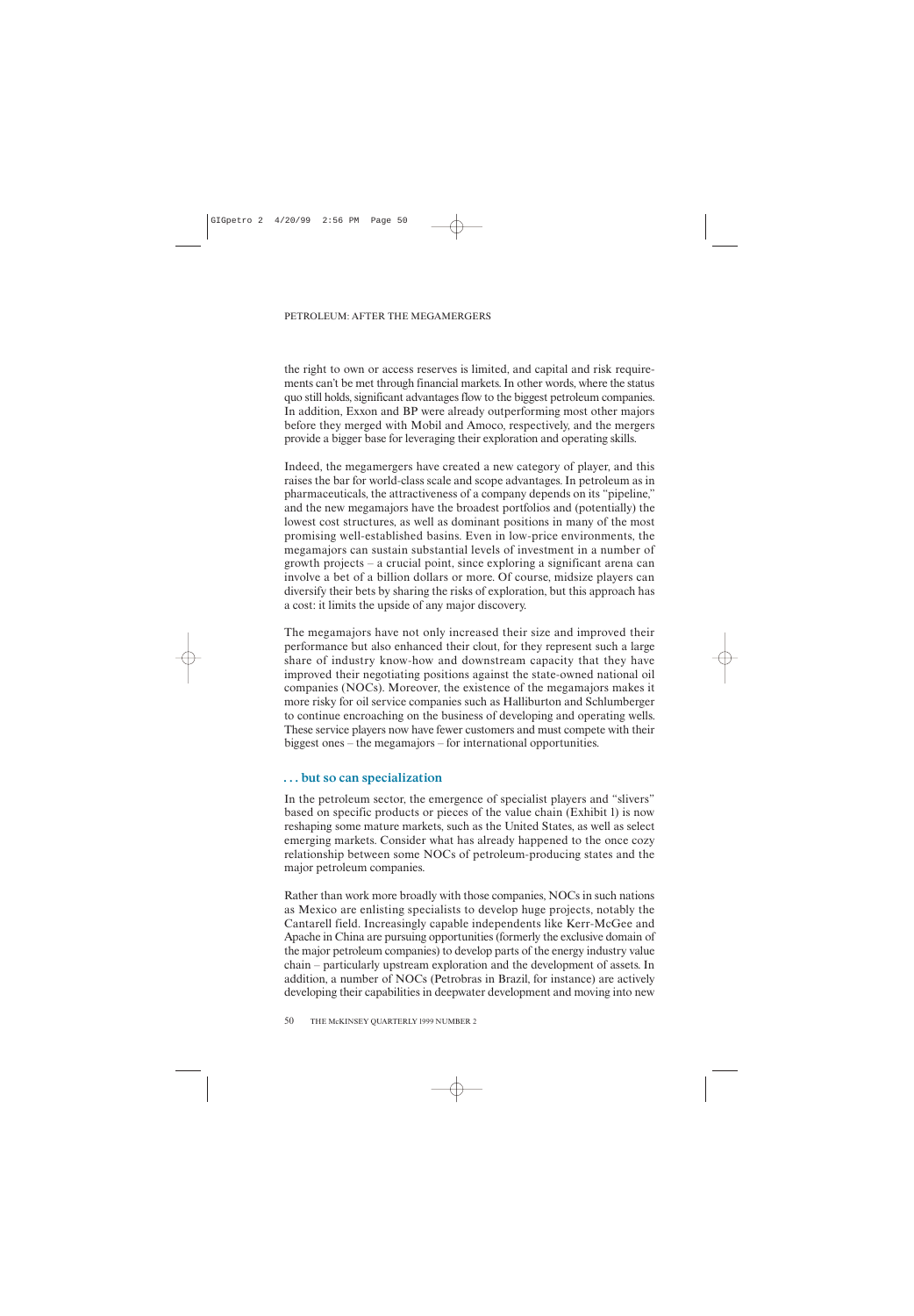the right to own or access reserves is limited, and capital and risk requirements can't be met through financial markets. In other words, where the status quo still holds, significant advantages flow to the biggest petroleum companies. In addition, Exxon and BP were already outperforming most other majors before they merged with Mobil and Amoco, respectively, and the mergers provide a bigger base for leveraging their exploration and operating skills.

Indeed, the megamergers have created a new category of player, and this raises the bar for world-class scale and scope advantages. In petroleum as in pharmaceuticals, the attractiveness of a company depends on its "pipeline," and the new megamajors have the broadest portfolios and (potentially) the lowest cost structures, as well as dominant positions in many of the most promising well-established basins. Even in low-price environments, the megamajors can sustain substantial levels of investment in a number of growth projects – a crucial point, since exploring a significant arena can involve a bet of a billion dollars or more. Of course, midsize players can diversify their bets by sharing the risks of exploration, but this approach has a cost: it limits the upside of any major discovery.

The megamajors have not only increased their size and improved their performance but also enhanced their clout, for they represent such a large share of industry know-how and downstream capacity that they have improved their negotiating positions against the state-owned national oil companies (NOCs). Moreover, the existence of the megamajors makes it more risky for oil service companies such as Halliburton and Schlumberger to continue encroaching on the business of developing and operating wells. These service players now have fewer customers and must compete with their biggest ones – the megamajors – for international opportunities.

## . . . but so can specialization

In the petroleum sector, the emergence of specialist players and "slivers" based on specific products or pieces of the value chain (Exhibit 1) is now reshaping some mature markets, such as the United States, as well as select emerging markets. Consider what has already happened to the once cozy relationship between some NOCs of petroleum-producing states and the major petroleum companies.

Rather than work more broadly with those companies, NOCs in such nations as Mexico are enlisting specialists to develop huge projects, notably the Cantarell field. Increasingly capable independents like Kerr-McGee and Apache in China are pursuing opportunities (formerly the exclusive domain of the major petroleum companies) to develop parts of the energy industry value chain – particularly upstream exploration and the development of assets. In addition, a number of NOCs (Petrobras in Brazil, for instance) are actively developing their capabilities in deepwater development and moving into new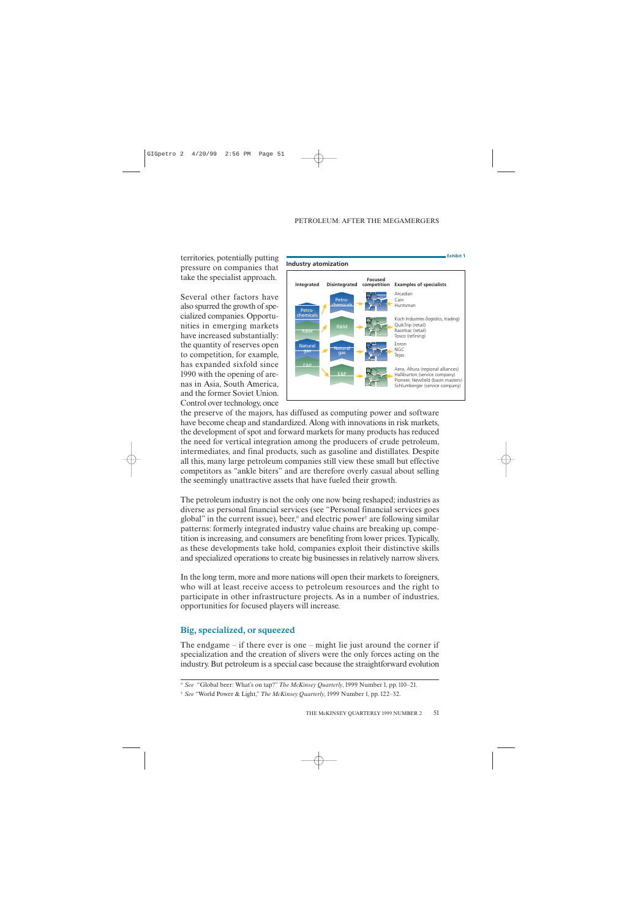territories, potentially putting pressure on companies that take the specialist approach.

Several other factors have also spurred the growth of specialized companies. Opportunities in emerging markets have increased substantially: the quantity of reserves open to competition, for example, has expanded sixfold since 1990 with the opening of arenas in Asia, South America, and the former Soviet Union. Control over technology, once the preserve of the majors, has diffused as computing power and software have become cheap and standardized. Along with innovations in risk markets, the development of spot and forward markets for many products has reduced the need for vertical integration among the producers of crude petroleum, intermediates, and final products, such as gasoline and distillates. Despite all this, many large petroleum companies still view these small but effective competitors as "ankle biters" and are therefore overly casual about selling the seemingly unattractive assets that have fueled their growth.

**Exhibit 1**

**Industry atomization**

| Integrated | Disintegrated | Focused competition | Examples of specialists |
|---|---|---|---|
| Petrochemicals | Petrochemicals | | Arcadian, Cain, Huntsman |
| R&M | R&M | | Koch Industries (logistics, trading), QuikTrip (retail), Racetrac (retail), Tosco (refining) |
| Natural gas | Natural gas | | Enron, NGC, Tejas |
| E&P | E&P | | Aera, Altura (regional alliances), Halliburton (service company), Pioneer, Newfield (basin masters), Schlumberger (service company) |

The petroleum industry is not the only one now being reshaped; industries as diverse as personal financial services (see "Personal financial services goes global" in the current issue), beer,[*] and electric power[†] are following similar patterns: formerly integrated industry value chains are breaking up, competition is increasing, and consumers are benefiting from lower prices. Typically, as these developments take hold, companies exploit their distinctive skills and specialized operations to create big businesses in relatively narrow slivers.

In the long term, more and more nations will open their markets to foreigners, who will at least receive access to petroleum resources and the right to participate in other infrastructure projects. As in a number of industries, opportunities for focused players will increase.

## Big, specialized, or squeezed

The endgame – if there ever is one – might lie just around the corner if specialization and the creation of slivers were the only forces acting on the industry. But petroleum is a special case because the straightforward evolution

[*] *See* "Global beer: What's on tap?" *The McKinsey Quarterly*, 1999 Number 1, pp. 110–21.

[†] *See* "World Power & Light," *The McKinsey Quarterly*, 1999 Number 1, pp. 122–32.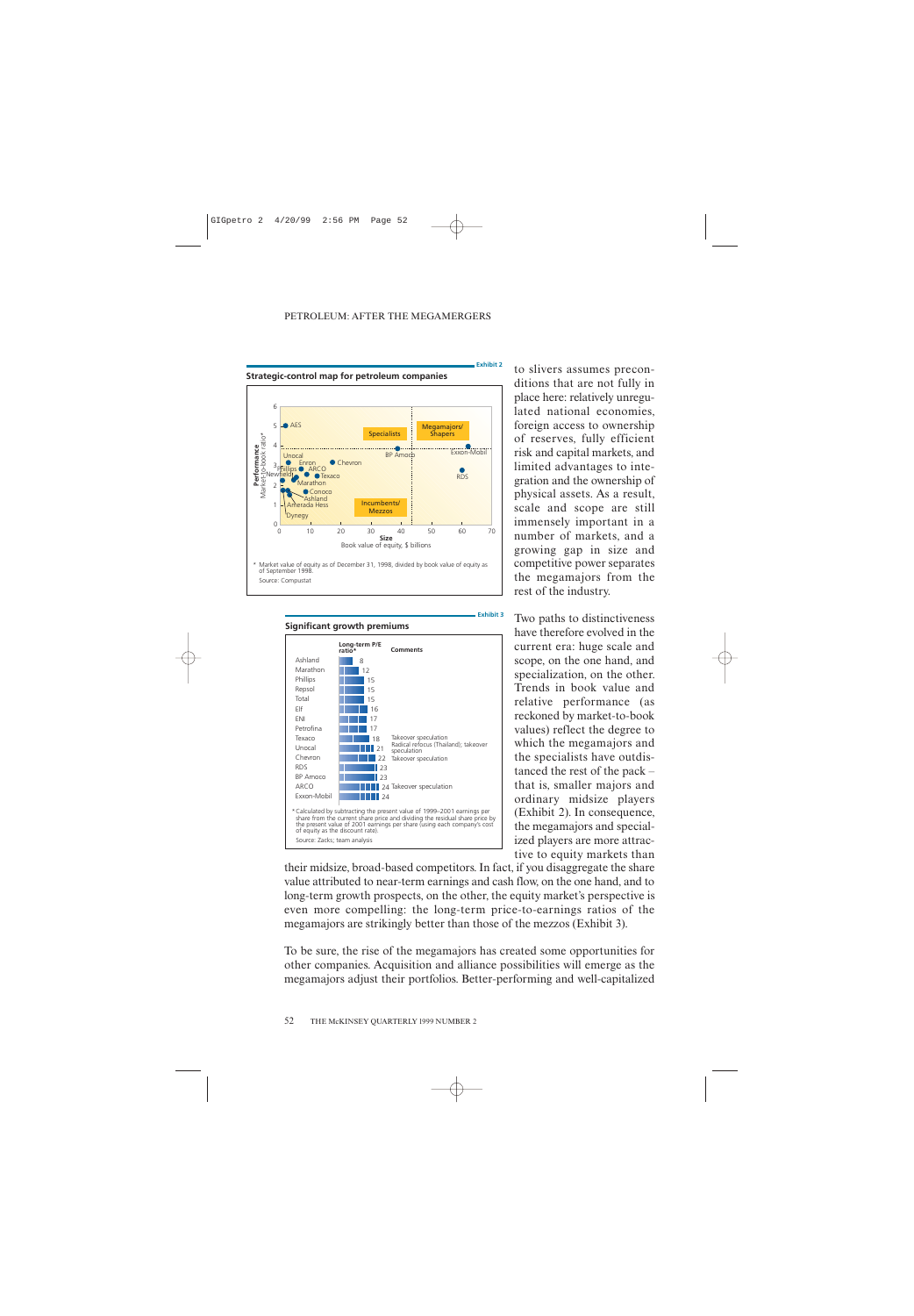Exhibit 2

**Strategic-control map for petroleum companies**

* Market value of equity as of December 31, 1998, divided by book value of equity as of September 1998.

Source: Compustat

Exhibit 3

**Significant growth premiums**

| | Long-term P/E ratio* | Comments |
|---|---|---|
| Ashland | 8 | |
| Marathon | 12 | |
| Phillips | 15 | |
| Repsol | 15 | |
| Total | 15 | |
| Elf | 16 | |
| ENI | 17 | |
| Petrofina | 17 | |
| Texaco | 18 | Takeover speculation |
| Unocal | 21 | Radical refocus (Thailand); takeover speculation |
| Chevron | 22 | Takeover speculation |
| RDS | 23 | |
| BP Amoco | 23 | |
| ARCO | 24 | Takeover speculation |
| Exxon-Mobil | 24 | |

* Calculated by subtracting the present value of 1999–2001 earnings per share from the current share price and dividing the residual share price by the present value of 2001 earnings per share (using each company's cost of equity as the discount rate).

Source: Zacks; team analysis

to slivers assumes preconditions that are not fully in place here: relatively unregulated national economies, foreign access to ownership of reserves, fully efficient risk and capital markets, and limited advantages to integration and the ownership of physical assets. As a result, scale and scope are still immensely important in a number of markets, and a growing gap in size and competitive power separates the megamajors from the rest of the industry.

Two paths to distinctiveness have therefore evolved in the current era: huge scale and scope, on the one hand, and specialization, on the other. Trends in book value and relative performance (as reckoned by market-to-book values) reflect the degree to which the megamajors and the specialists have outdistanced the rest of the pack – that is, smaller majors and ordinary midsize players (Exhibit 2). In consequence, the megamajors and specialized players are more attractive to equity markets than their midsize, broad-based competitors. In fact, if you disaggregate the share value attributed to near-term earnings and cash flow, on the one hand, and to long-term growth prospects, on the other, the equity market's perspective is even more compelling: the long-term price-to-earnings ratios of the megamajors are strikingly better than those of the mezzos (Exhibit 3).

To be sure, the rise of the megamajors has created some opportunities for other companies. Acquisition and alliance possibilities will emerge as the megamajors adjust their portfolios. Better-performing and well-capitalized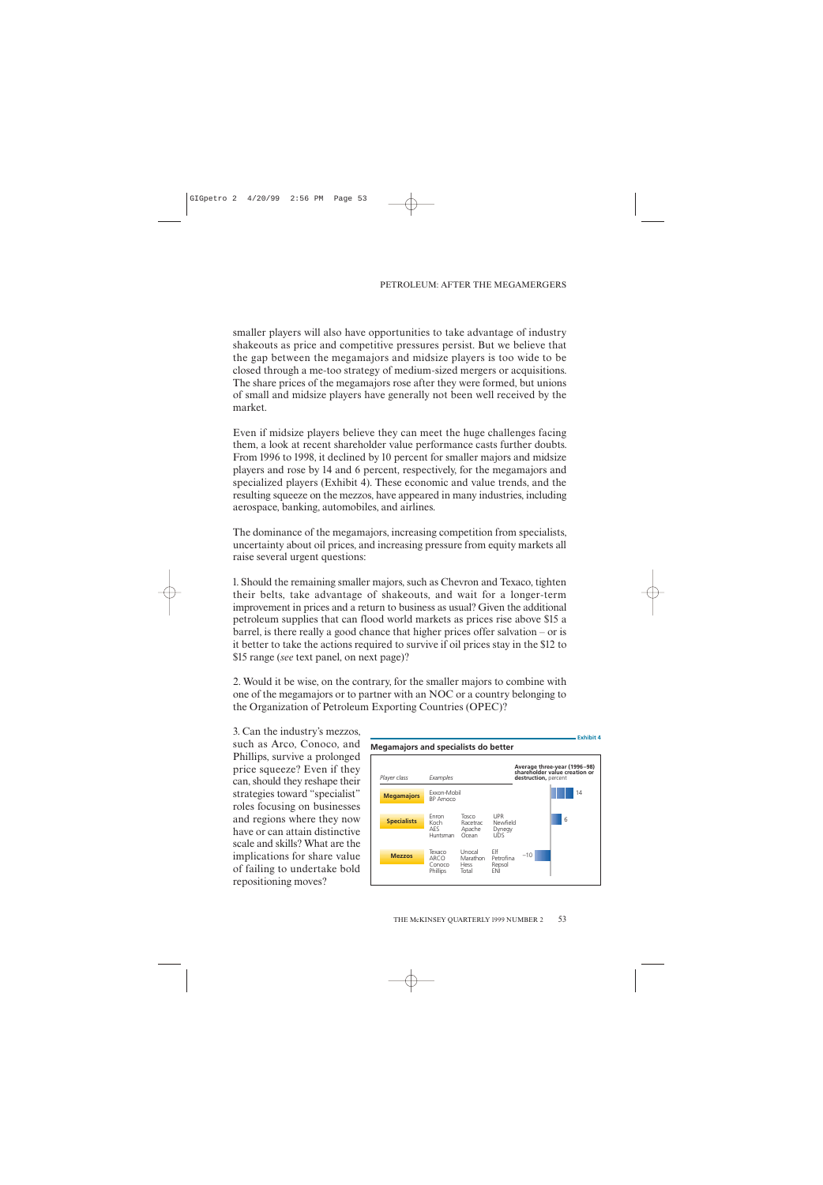smaller players will also have opportunities to take advantage of industry shakeouts as price and competitive pressures persist. But we believe that the gap between the megamajors and midsize players is too wide to be closed through a me-too strategy of medium-sized mergers or acquisitions. The share prices of the megamajors rose after they were formed, but unions of small and midsize players have generally not been well received by the market.

Even if midsize players believe they can meet the huge challenges facing them, a look at recent shareholder value performance casts further doubts. From 1996 to 1998, it declined by 10 percent for smaller majors and midsize players and rose by 14 and 6 percent, respectively, for the megamajors and specialized players (Exhibit 4). These economic and value trends, and the resulting squeeze on the mezzos, have appeared in many industries, including aerospace, banking, automobiles, and airlines.

The dominance of the megamajors, increasing competition from specialists, uncertainty about oil prices, and increasing pressure from equity markets all raise several urgent questions:

1. Should the remaining smaller majors, such as Chevron and Texaco, tighten their belts, take advantage of shakeouts, and wait for a longer-term improvement in prices and a return to business as usual? Given the additional petroleum supplies that can flood world markets as prices rise above $15 a barrel, is there really a good chance that higher prices offer salvation – or is it better to take the actions required to survive if oil prices stay in the $12 to $15 range (*see* text panel, on next page)?

2. Would it be wise, on the contrary, for the smaller majors to combine with one of the megamajors or to partner with an NOC or a country belonging to the Organization of Petroleum Exporting Countries (OPEC)?

3. Can the industry's mezzos, such as Arco, Conoco, and Phillips, survive a prolonged price squeeze? Even if they can, should they reshape their strategies toward "specialist" roles focusing on businesses and regions where they now have or can attain distinctive scale and skills? What are the implications for share value of failing to undertake bold repositioning moves?

**Exhibit 4**

**Megamajors and specialists do better**

| *Player class* | *Examples* | **Average three-year (1996–98) shareholder value creation or destruction,** *percent* |
|---|---|---|
| **Megamajors** | Exxon-Mobil, BP Amoco | 14 |
| **Specialists** | Enron, Koch, AES, Huntsman, Tosco, Racetrac, Apache, Ocean, UPR, Newfield, Dynegy, UDS | 6 |
| **Mezzos** | Texaco, ARCO, Conoco, Phillips, Unocal, Marathon, Hess, Total, Elf, Petrofina, Repsol, ENI | –10 |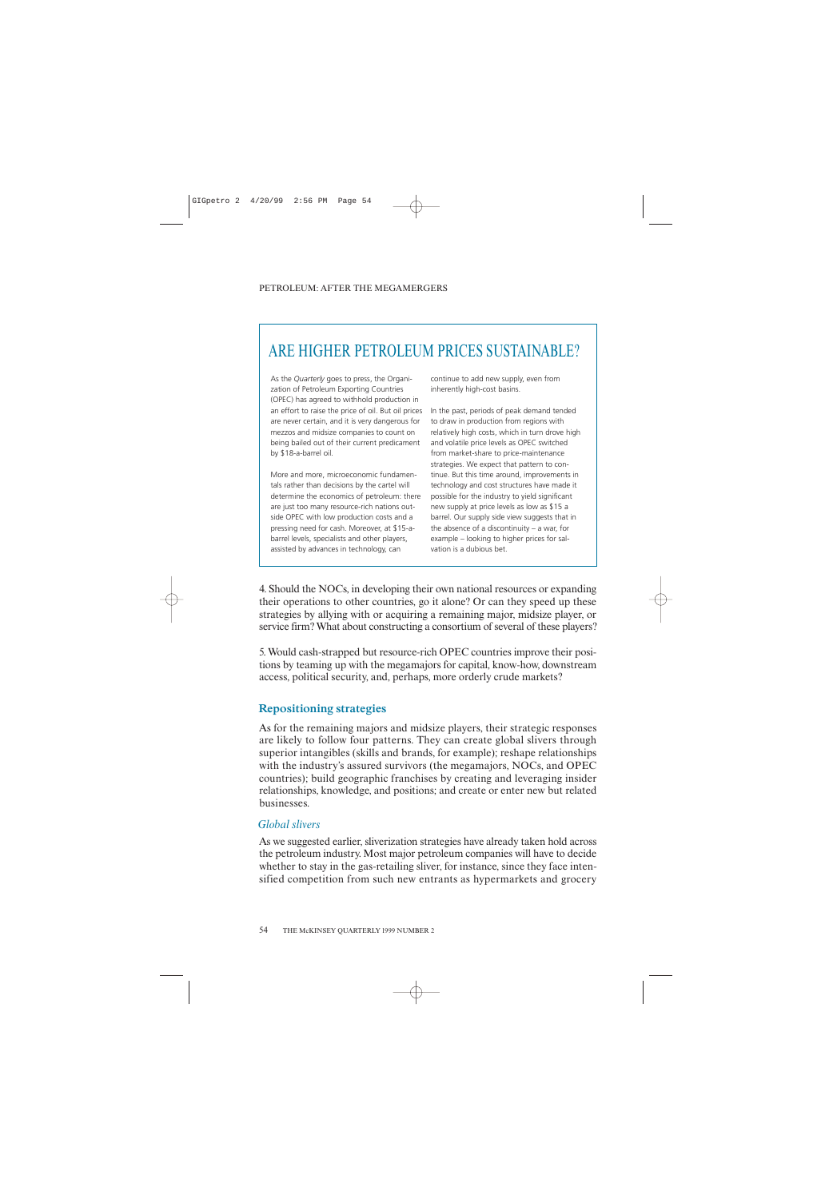## ARE HIGHER PETROLEUM PRICES SUSTAINABLE?

As the *Quarterly* goes to press, the Organization of Petroleum Exporting Countries (OPEC) has agreed to withhold production in an effort to raise the price of oil. But oil prices are never certain, and it is very dangerous for mezzos and midsize companies to count on being bailed out of their current predicament by $18-a-barrel oil.

More and more, microeconomic fundamentals rather than decisions by the cartel will determine the economics of petroleum: there are just too many resource-rich nations outside OPEC with low production costs and a pressing need for cash. Moreover, at $15-a-barrel levels, specialists and other players, assisted by advances in technology, can continue to add new supply, even from inherently high-cost basins.

In the past, periods of peak demand tended to draw in production from regions with relatively high costs, which in turn drove high and volatile price levels as OPEC switched from market-share to price-maintenance strategies. We expect that pattern to continue. But this time around, improvements in technology and cost structures have made it possible for the industry to yield significant new supply at price levels as low as $15 a barrel. Our supply side view suggests that in the absence of a discontinuity – a war, for example – looking to higher prices for salvation is a dubious bet.

4. Should the NOCs, in developing their own national resources or expanding their operations to other countries, go it alone? Or can they speed up these strategies by allying with or acquiring a remaining major, midsize player, or service firm? What about constructing a consortium of several of these players?

5. Would cash-strapped but resource-rich OPEC countries improve their positions by teaming up with the megamajors for capital, know-how, downstream access, political security, and, perhaps, more orderly crude markets?

## Repositioning strategies

As for the remaining majors and midsize players, their strategic responses are likely to follow four patterns. They can create global slivers through superior intangibles (skills and brands, for example); reshape relationships with the industry's assured survivors (the megamajors, NOCs, and OPEC countries); build geographic franchises by creating and leveraging insider relationships, knowledge, and positions; and create or enter new but related businesses.

### *Global slivers*

As we suggested earlier, sliverization strategies have already taken hold across the petroleum industry. Most major petroleum companies will have to decide whether to stay in the gas-retailing sliver, for instance, since they face intensified competition from such new entrants as hypermarkets and grocery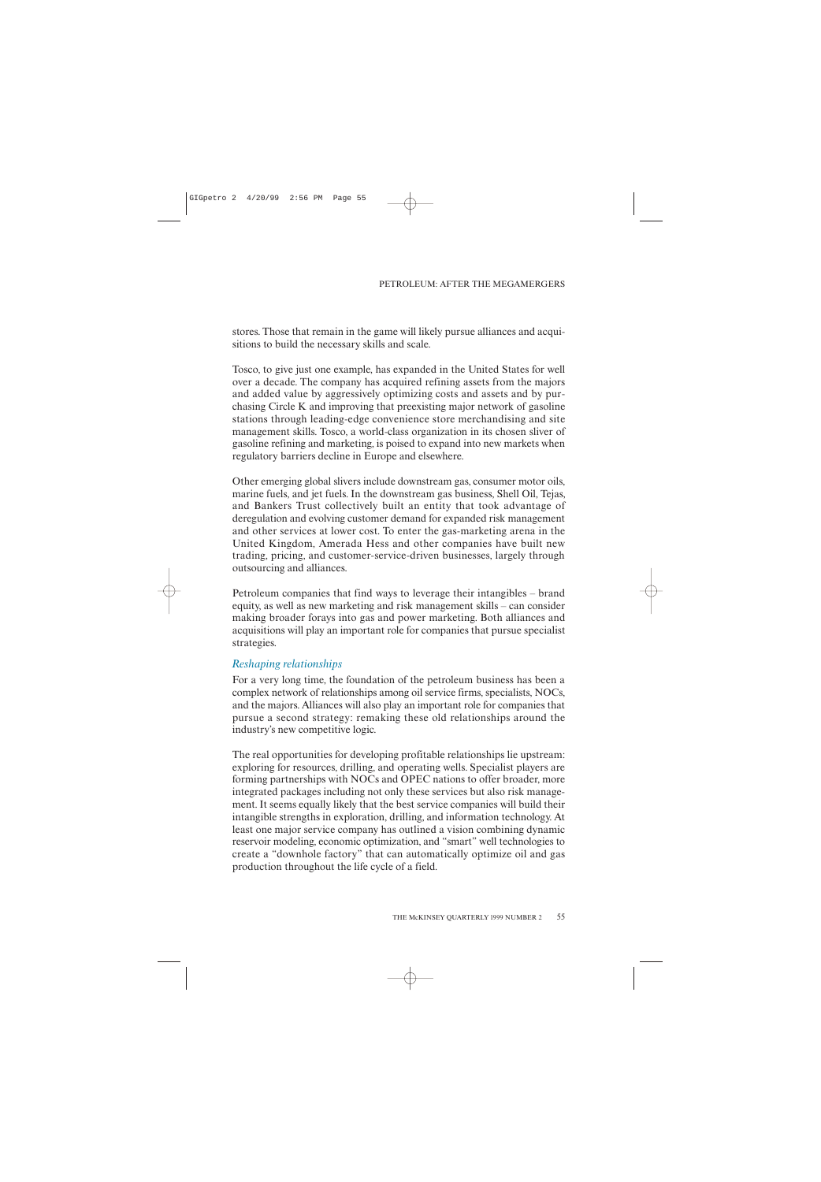stores. Those that remain in the game will likely pursue alliances and acquisitions to build the necessary skills and scale.

Tosco, to give just one example, has expanded in the United States for well over a decade. The company has acquired refining assets from the majors and added value by aggressively optimizing costs and assets and by purchasing Circle K and improving that preexisting major network of gasoline stations through leading-edge convenience store merchandising and site management skills. Tosco, a world-class organization in its chosen sliver of gasoline refining and marketing, is poised to expand into new markets when regulatory barriers decline in Europe and elsewhere.

Other emerging global slivers include downstream gas, consumer motor oils, marine fuels, and jet fuels. In the downstream gas business, Shell Oil, Tejas, and Bankers Trust collectively built an entity that took advantage of deregulation and evolving customer demand for expanded risk management and other services at lower cost. To enter the gas-marketing arena in the United Kingdom, Amerada Hess and other companies have built new trading, pricing, and customer-service-driven businesses, largely through outsourcing and alliances.

Petroleum companies that find ways to leverage their intangibles – brand equity, as well as new marketing and risk management skills – can consider making broader forays into gas and power marketing. Both alliances and acquisitions will play an important role for companies that pursue specialist strategies.

### *Reshaping relationships*

For a very long time, the foundation of the petroleum business has been a complex network of relationships among oil service firms, specialists, NOCs, and the majors. Alliances will also play an important role for companies that pursue a second strategy: remaking these old relationships around the industry's new competitive logic.

The real opportunities for developing profitable relationships lie upstream: exploring for resources, drilling, and operating wells. Specialist players are forming partnerships with NOCs and OPEC nations to offer broader, more integrated packages including not only these services but also risk management. It seems equally likely that the best service companies will build their intangible strengths in exploration, drilling, and information technology. At least one major service company has outlined a vision combining dynamic reservoir modeling, economic optimization, and "smart" well technologies to create a "downhole factory" that can automatically optimize oil and gas production throughout the life cycle of a field.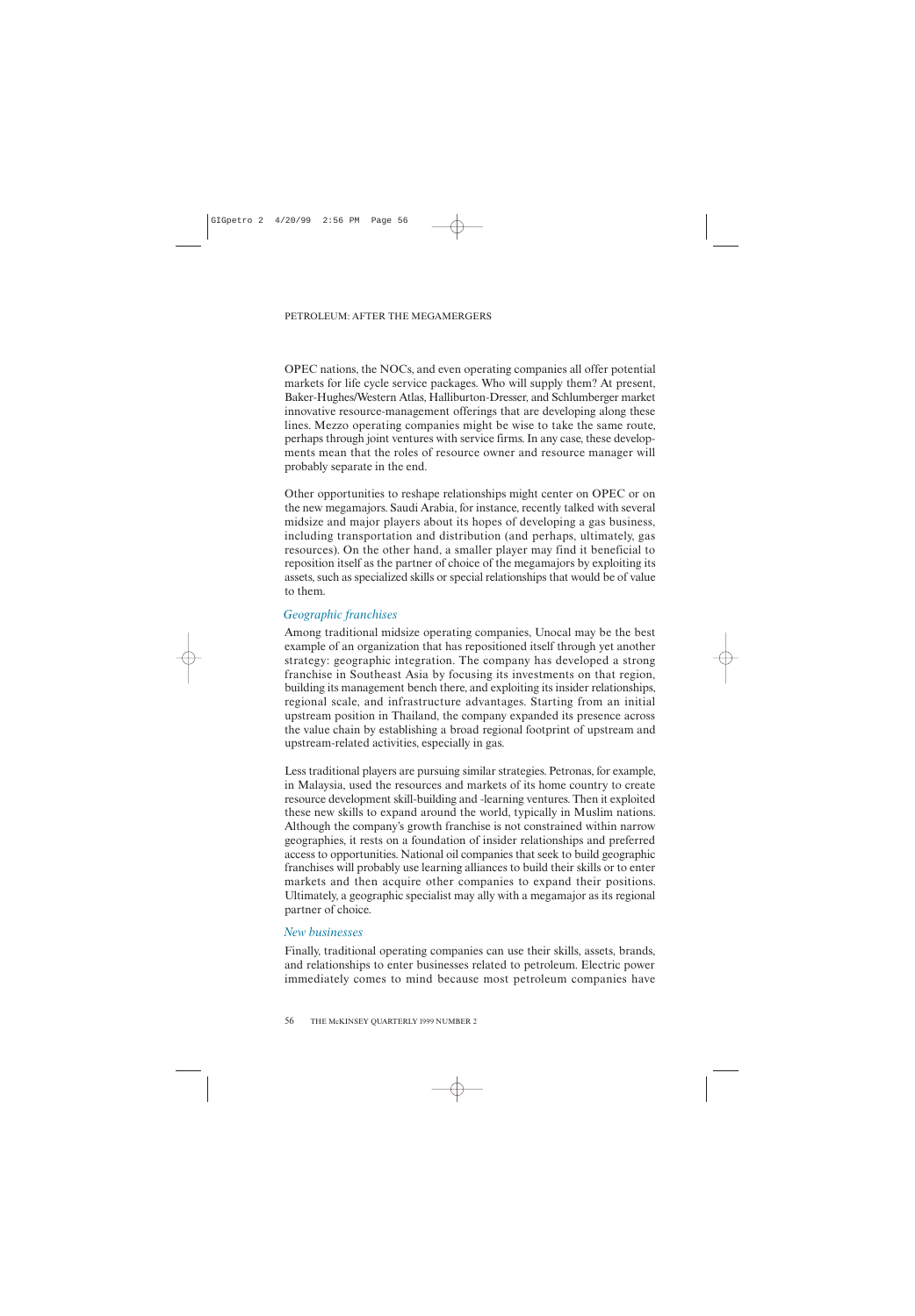OPEC nations, the NOCs, and even operating companies all offer potential markets for life cycle service packages. Who will supply them? At present, Baker-Hughes/Western Atlas, Halliburton-Dresser, and Schlumberger market innovative resource-management offerings that are developing along these lines. Mezzo operating companies might be wise to take the same route, perhaps through joint ventures with service firms. In any case, these developments mean that the roles of resource owner and resource manager will probably separate in the end.

Other opportunities to reshape relationships might center on OPEC or on the new megamajors. Saudi Arabia, for instance, recently talked with several midsize and major players about its hopes of developing a gas business, including transportation and distribution (and perhaps, ultimately, gas resources). On the other hand, a smaller player may find it beneficial to reposition itself as the partner of choice of the megamajors by exploiting its assets, such as specialized skills or special relationships that would be of value to them.

### *Geographic franchises*

Among traditional midsize operating companies, Unocal may be the best example of an organization that has repositioned itself through yet another strategy: geographic integration. The company has developed a strong franchise in Southeast Asia by focusing its investments on that region, building its management bench there, and exploiting its insider relationships, regional scale, and infrastructure advantages. Starting from an initial upstream position in Thailand, the company expanded its presence across the value chain by establishing a broad regional footprint of upstream and upstream-related activities, especially in gas.

Less traditional players are pursuing similar strategies. Petronas, for example, in Malaysia, used the resources and markets of its home country to create resource development skill-building and -learning ventures. Then it exploited these new skills to expand around the world, typically in Muslim nations. Although the company's growth franchise is not constrained within narrow geographies, it rests on a foundation of insider relationships and preferred access to opportunities. National oil companies that seek to build geographic franchises will probably use learning alliances to build their skills or to enter markets and then acquire other companies to expand their positions. Ultimately, a geographic specialist may ally with a megamajor as its regional partner of choice.

### *New businesses*

Finally, traditional operating companies can use their skills, assets, brands, and relationships to enter businesses related to petroleum. Electric power immediately comes to mind because most petroleum companies have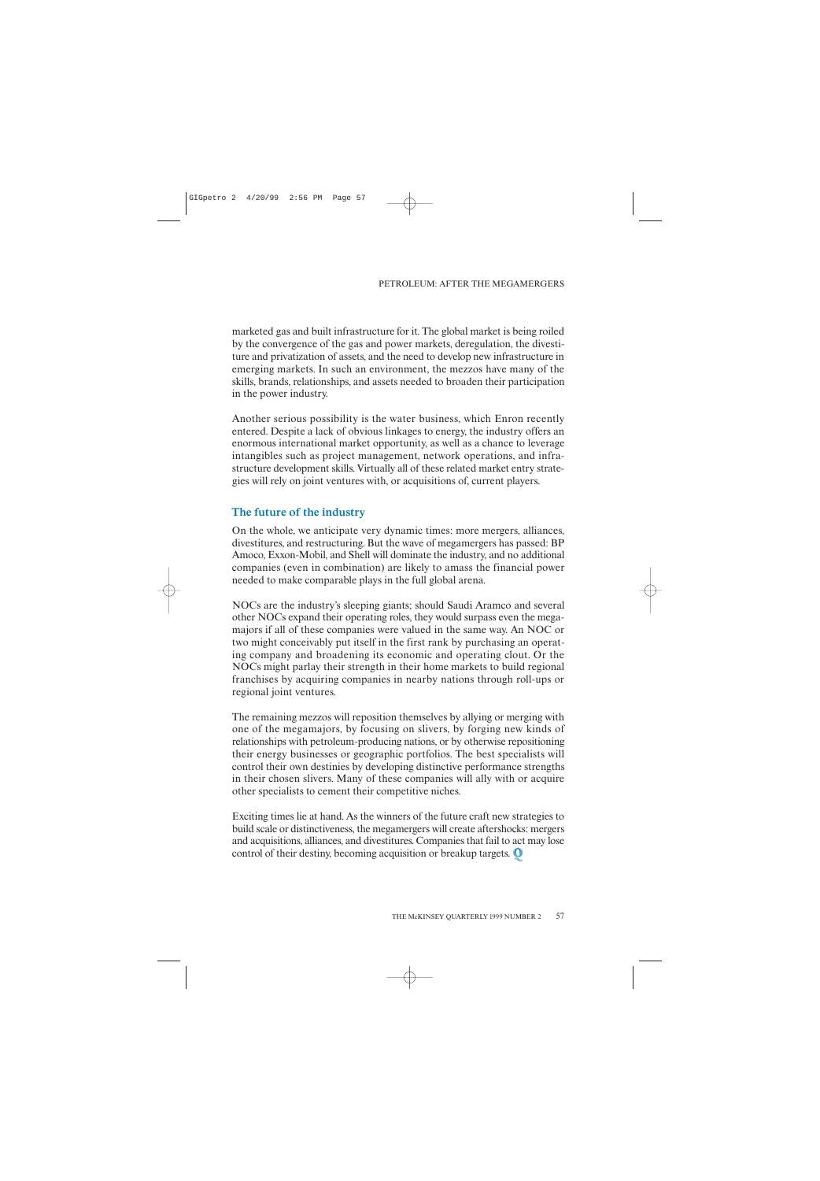marketed gas and built infrastructure for it. The global market is being roiled by the convergence of the gas and power markets, deregulation, the divestiture and privatization of assets, and the need to develop new infrastructure in emerging markets. In such an environment, the mezzos have many of the skills, brands, relationships, and assets needed to broaden their participation in the power industry.

Another serious possibility is the water business, which Enron recently entered. Despite a lack of obvious linkages to energy, the industry offers an enormous international market opportunity, as well as a chance to leverage intangibles such as project management, network operations, and infrastructure development skills. Virtually all of these related market entry strategies will rely on joint ventures with, or acquisitions of, current players.

## The future of the industry

On the whole, we anticipate very dynamic times: more mergers, alliances, divestitures, and restructuring. But the wave of megamergers has passed: BP Amoco, Exxon-Mobil, and Shell will dominate the industry, and no additional companies (even in combination) are likely to amass the financial power needed to make comparable plays in the full global arena.

NOCs are the industry's sleeping giants; should Saudi Aramco and several other NOCs expand their operating roles, they would surpass even the megamajors if all of these companies were valued in the same way. An NOC or two might conceivably put itself in the first rank by purchasing an operating company and broadening its economic and operating clout. Or the NOCs might parlay their strength in their home markets to build regional franchises by acquiring companies in nearby nations through roll-ups or regional joint ventures.

The remaining mezzos will reposition themselves by allying or merging with one of the megamajors, by focusing on slivers, by forging new kinds of relationships with petroleum-producing nations, or by otherwise repositioning their energy businesses or geographic portfolios. The best specialists will control their own destinies by developing distinctive performance strengths in their chosen slivers. Many of these companies will ally with or acquire other specialists to cement their competitive niches.

Exciting times lie at hand. As the winners of the future craft new strategies to build scale or distinctiveness, the megamergers will create aftershocks: mergers and acquisitions, alliances, and divestitures. Companies that fail to act may lose control of their destiny, becoming acquisition or breakup targets.